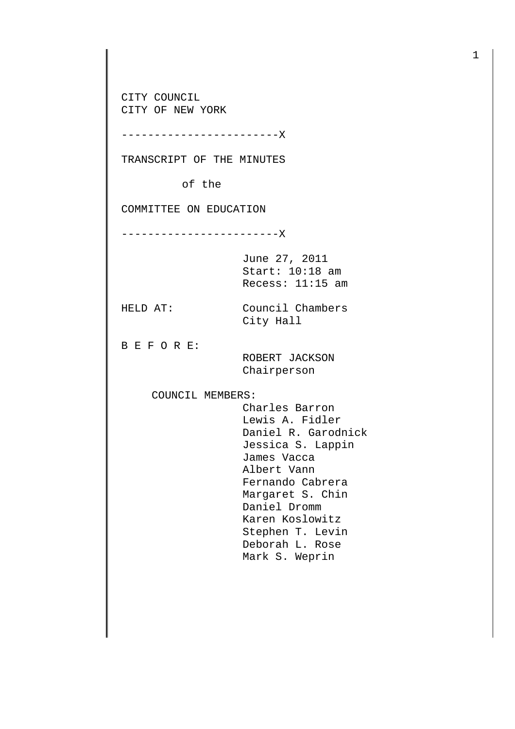CITY COUNCIL
CITY OF NEW YORK

------------------------X

TRANSCRIPT OF THE MINUTES

of the

COMMITTEE ON EDUCATION

------------------------X

June 27, 2011
Start: 10:18 am
Recess: 11:15 am

HELD AT: Council Chambers
City Hall

B E F O R E:

ROBERT JACKSON
Chairperson

COUNCIL MEMBERS:

Charles Barron
Lewis A. Fidler
Daniel R. Garodnick
Jessica S. Lappin
James Vacca
Albert Vann
Fernando Cabrera
Margaret S. Chin
Daniel Dromm
Karen Koslowitz
Stephen T. Levin
Deborah L. Rose
Mark S. Weprin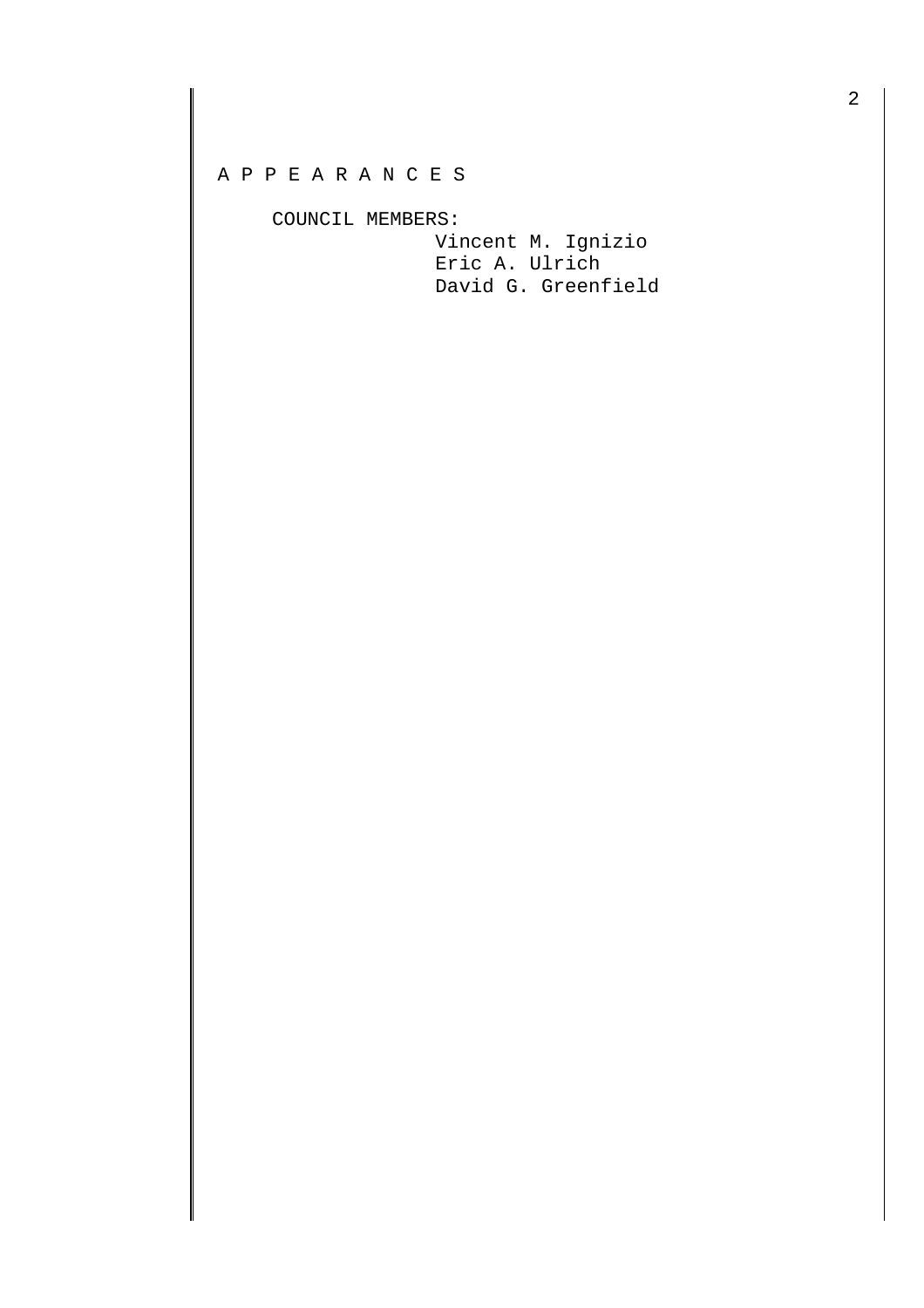A P P E A R A N C E S

COUNCIL MEMBERS:

Vincent M. Ignizio
Eric A. Ulrich
David G. Greenfield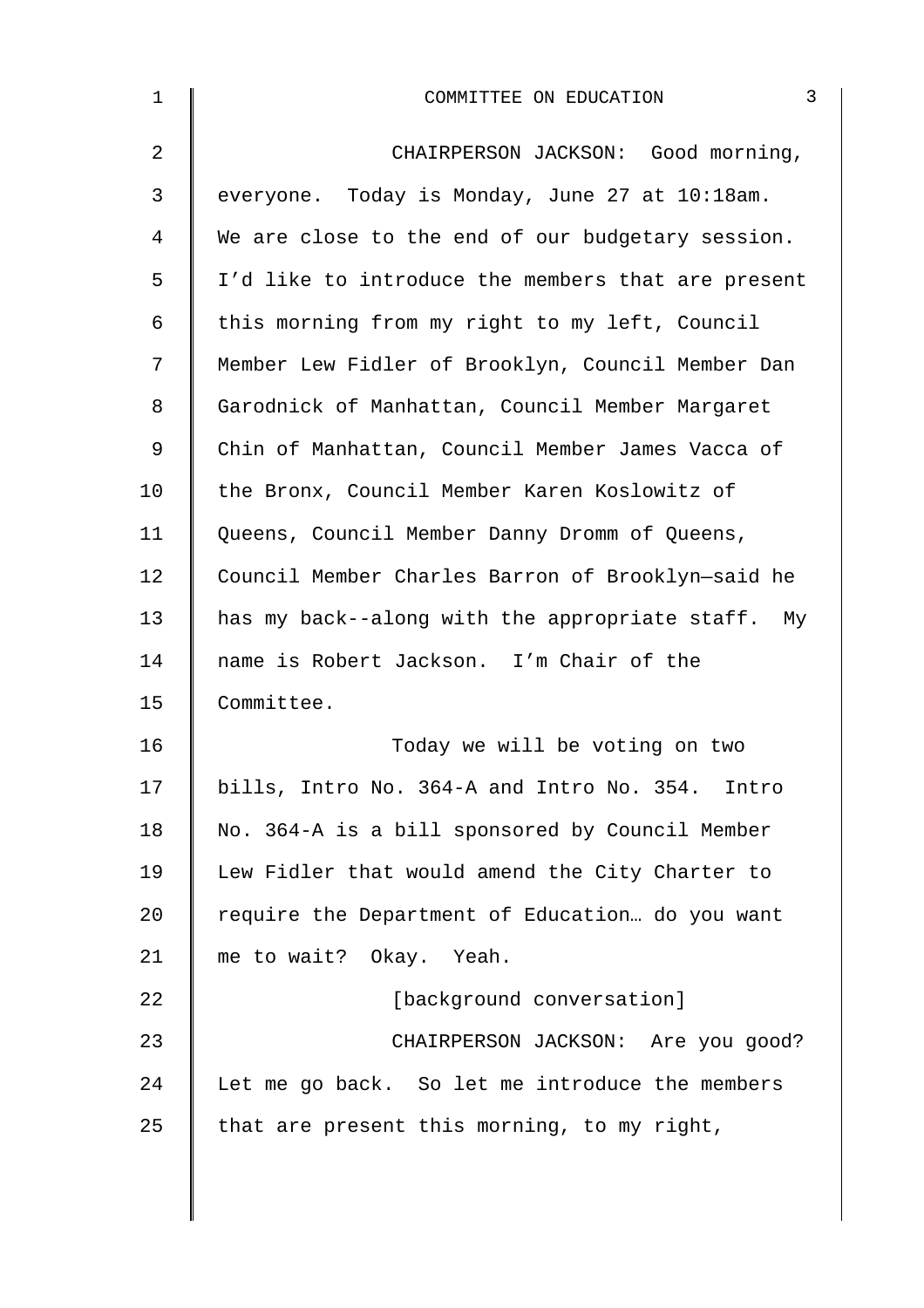COMMITTEE ON EDUCATION

CHAIRPERSON JACKSON: Good morning, everyone. Today is Monday, June 27 at 10:18am. We are close to the end of our budgetary session. I'd like to introduce the members that are present this morning from my right to my left, Council Member Lew Fidler of Brooklyn, Council Member Dan Garodnick of Manhattan, Council Member Margaret Chin of Manhattan, Council Member James Vacca of the Bronx, Council Member Karen Koslowitz of Queens, Council Member Danny Dromm of Queens, Council Member Charles Barron of Brooklyn—said he has my back--along with the appropriate staff. My name is Robert Jackson. I'm Chair of the Committee.

Today we will be voting on two bills, Intro No. 364-A and Intro No. 354. Intro No. 364-A is a bill sponsored by Council Member Lew Fidler that would amend the City Charter to require the Department of Education… do you want me to wait? Okay. Yeah.

[background conversation]

CHAIRPERSON JACKSON: Are you good? Let me go back. So let me introduce the members that are present this morning, to my right,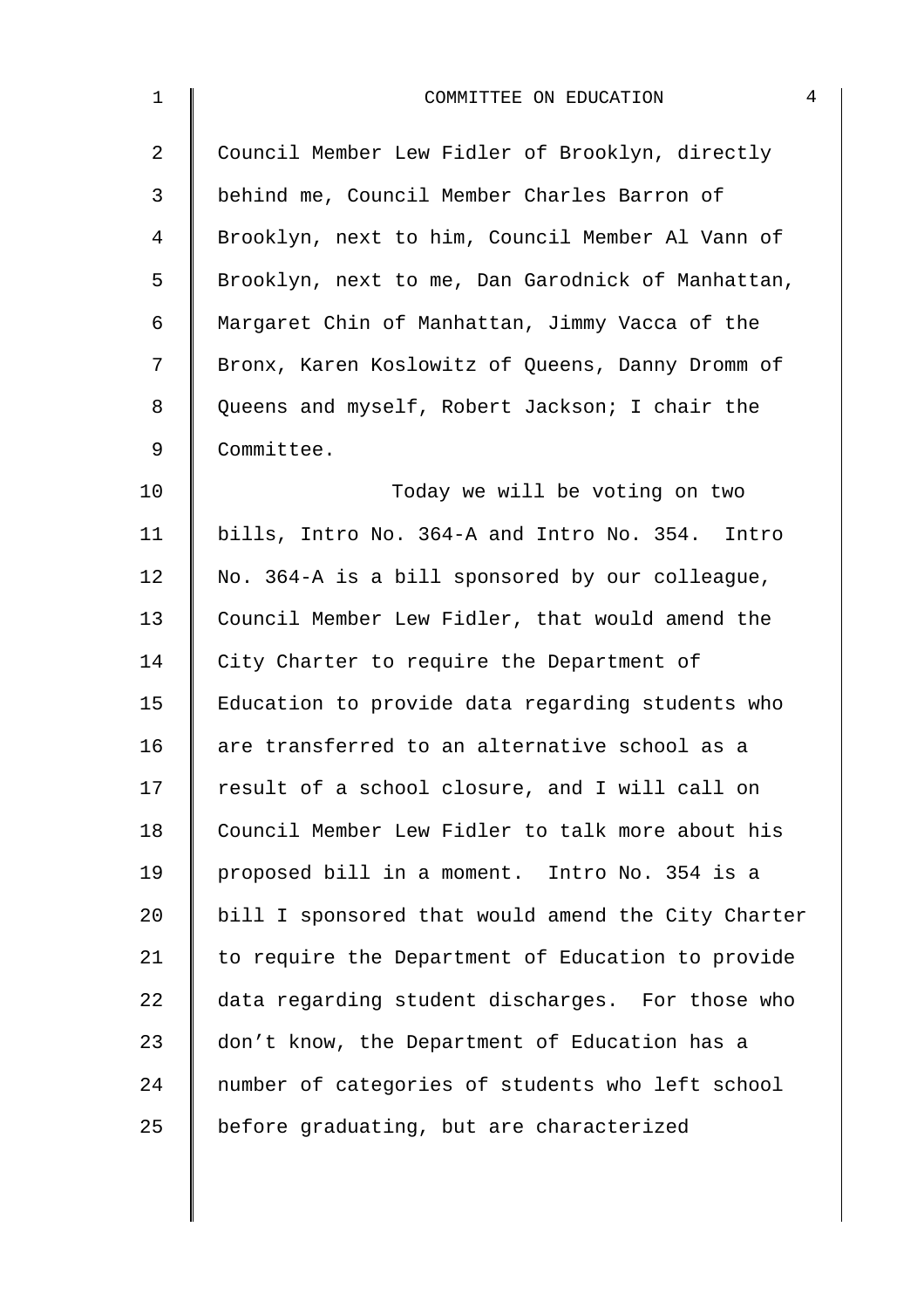Council Member Lew Fidler of Brooklyn, directly behind me, Council Member Charles Barron of Brooklyn, next to him, Council Member Al Vann of Brooklyn, next to me, Dan Garodnick of Manhattan, Margaret Chin of Manhattan, Jimmy Vacca of the Bronx, Karen Koslowitz of Queens, Danny Dromm of Queens and myself, Robert Jackson; I chair the Committee.

Today we will be voting on two bills, Intro No. 364-A and Intro No. 354. Intro No. 364-A is a bill sponsored by our colleague, Council Member Lew Fidler, that would amend the City Charter to require the Department of Education to provide data regarding students who are transferred to an alternative school as a result of a school closure, and I will call on Council Member Lew Fidler to talk more about his proposed bill in a moment. Intro No. 354 is a bill I sponsored that would amend the City Charter to require the Department of Education to provide data regarding student discharges. For those who don't know, the Department of Education has a number of categories of students who left school before graduating, but are characterized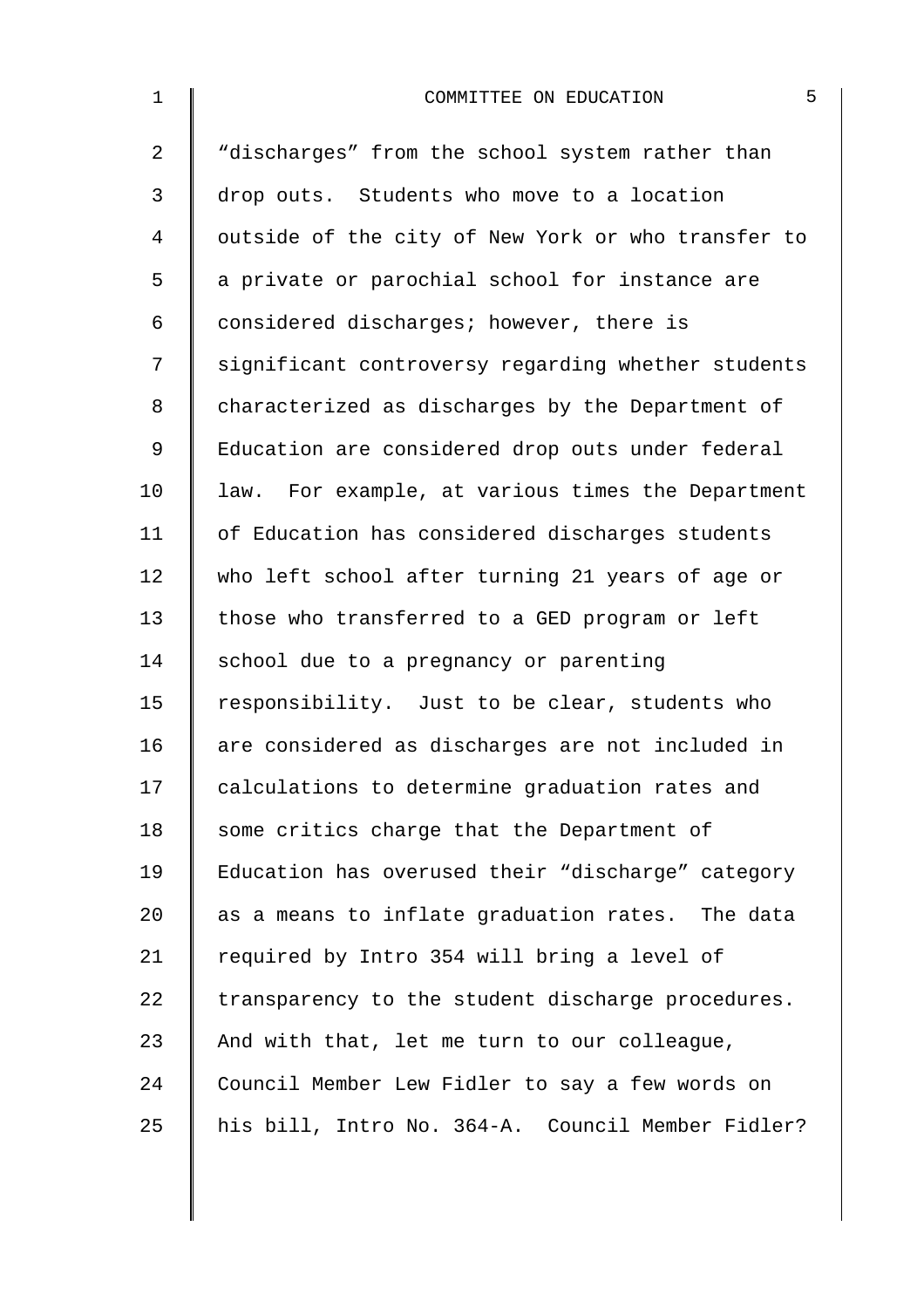"discharges" from the school system rather than drop outs. Students who move to a location outside of the city of New York or who transfer to a private or parochial school for instance are considered discharges; however, there is significant controversy regarding whether students characterized as discharges by the Department of Education are considered drop outs under federal law. For example, at various times the Department of Education has considered discharges students who left school after turning 21 years of age or those who transferred to a GED program or left school due to a pregnancy or parenting responsibility. Just to be clear, students who are considered as discharges are not included in calculations to determine graduation rates and some critics charge that the Department of Education has overused their "discharge" category as a means to inflate graduation rates. The data required by Intro 354 will bring a level of transparency to the student discharge procedures. And with that, let me turn to our colleague, Council Member Lew Fidler to say a few words on his bill, Intro No. 364-A. Council Member Fidler?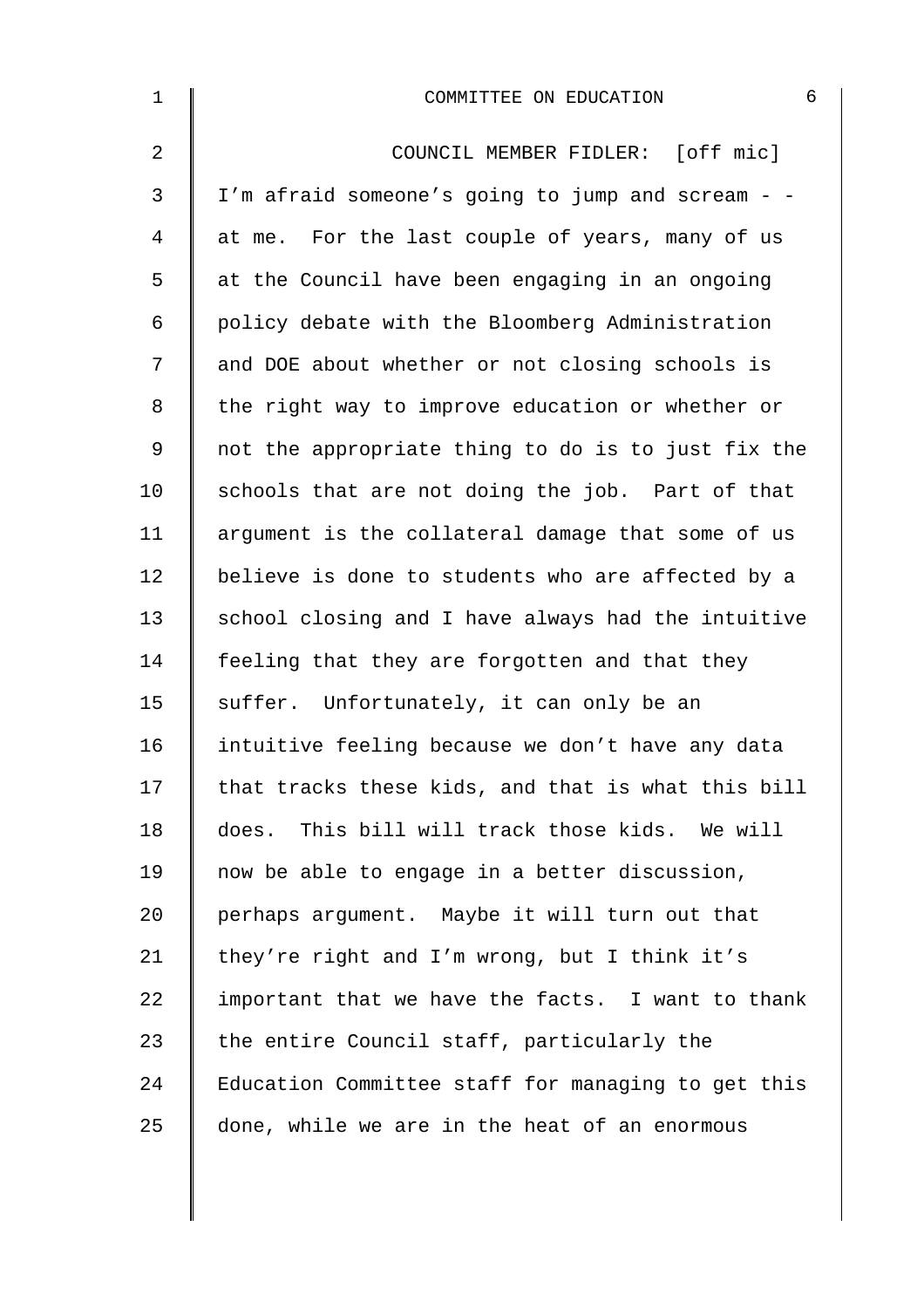COUNCIL MEMBER FIDLER: [off mic] I'm afraid someone's going to jump and scream - - at me. For the last couple of years, many of us at the Council have been engaging in an ongoing policy debate with the Bloomberg Administration and DOE about whether or not closing schools is the right way to improve education or whether or not the appropriate thing to do is to just fix the schools that are not doing the job. Part of that argument is the collateral damage that some of us believe is done to students who are affected by a school closing and I have always had the intuitive feeling that they are forgotten and that they suffer. Unfortunately, it can only be an intuitive feeling because we don't have any data that tracks these kids, and that is what this bill does. This bill will track those kids. We will now be able to engage in a better discussion, perhaps argument. Maybe it will turn out that they're right and I'm wrong, but I think it's important that we have the facts. I want to thank the entire Council staff, particularly the Education Committee staff for managing to get this done, while we are in the heat of an enormous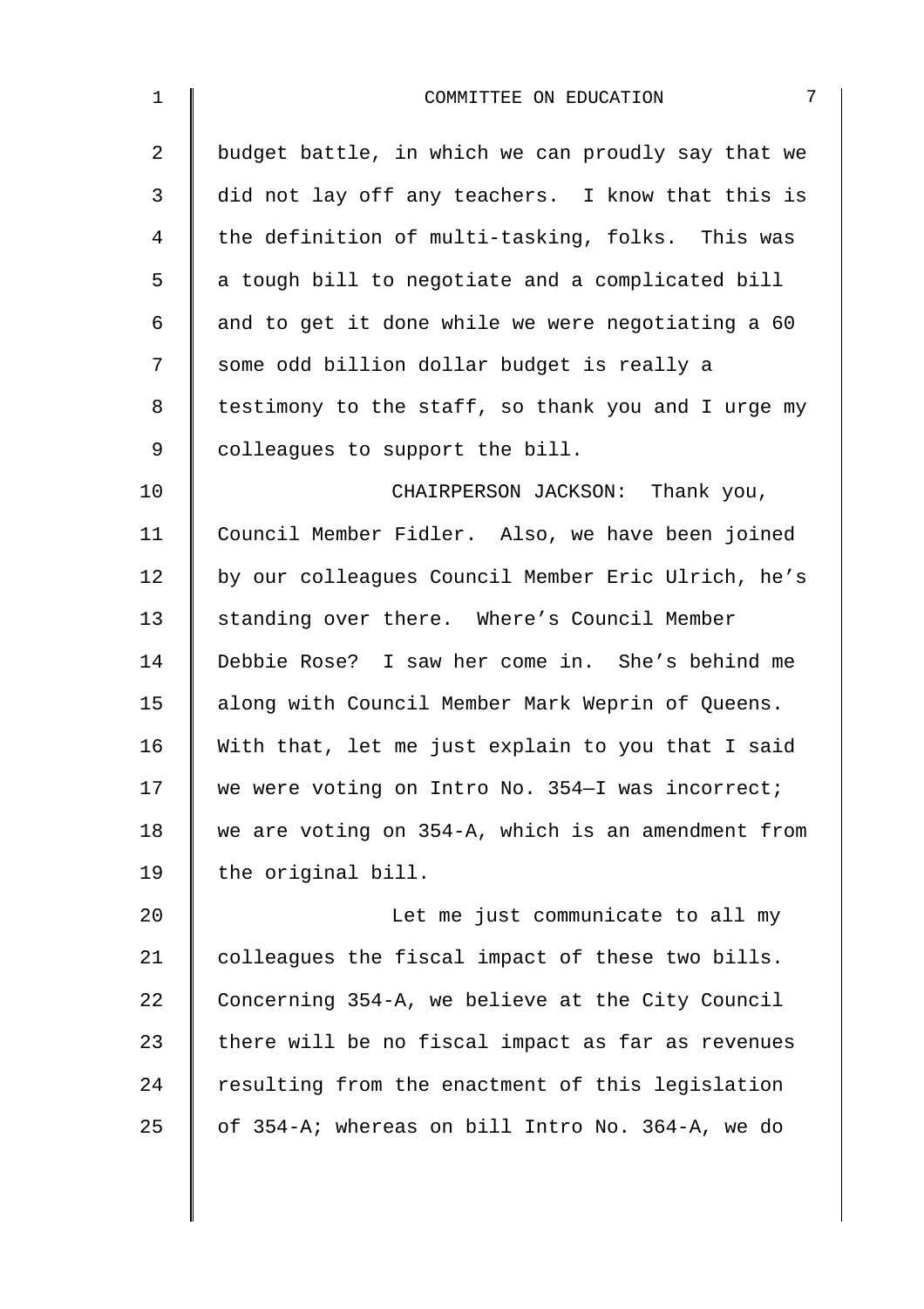budget battle, in which we can proudly say that we did not lay off any teachers. I know that this is the definition of multi-tasking, folks. This was a tough bill to negotiate and a complicated bill and to get it done while we were negotiating a 60 some odd billion dollar budget is really a testimony to the staff, so thank you and I urge my colleagues to support the bill.

CHAIRPERSON JACKSON: Thank you, Council Member Fidler. Also, we have been joined by our colleagues Council Member Eric Ulrich, he's standing over there. Where's Council Member Debbie Rose? I saw her come in. She's behind me along with Council Member Mark Weprin of Queens. With that, let me just explain to you that I said we were voting on Intro No. 354—I was incorrect; we are voting on 354-A, which is an amendment from the original bill.

Let me just communicate to all my colleagues the fiscal impact of these two bills. Concerning 354-A, we believe at the City Council there will be no fiscal impact as far as revenues resulting from the enactment of this legislation of 354-A; whereas on bill Intro No. 364-A, we do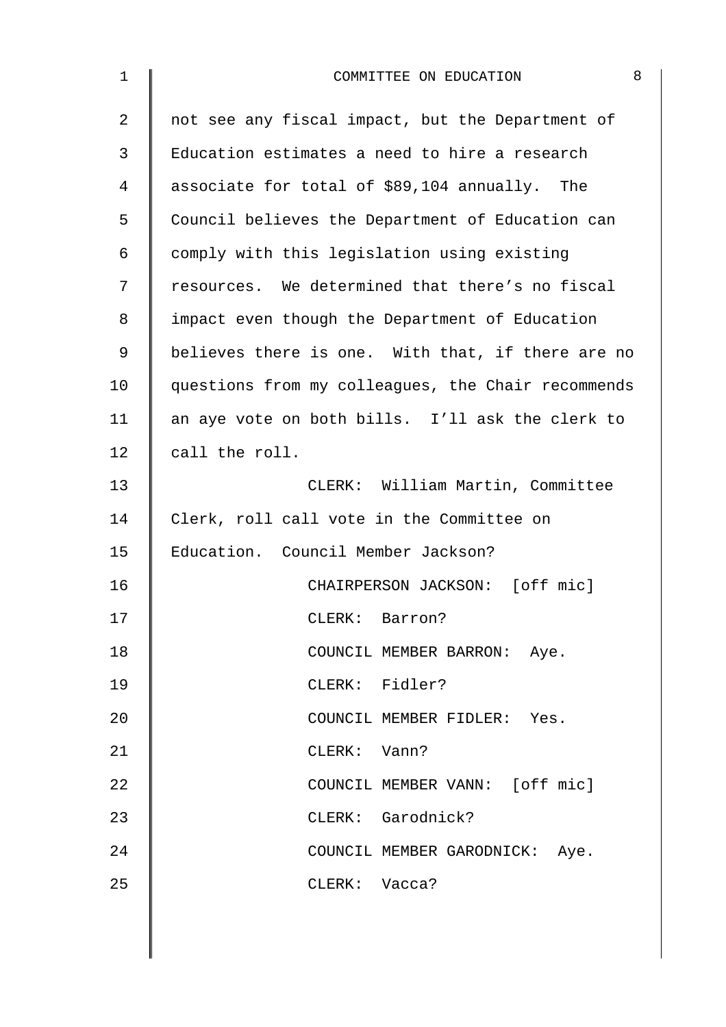not see any fiscal impact, but the Department of Education estimates a need to hire a research associate for total of $89,104 annually. The Council believes the Department of Education can comply with this legislation using existing resources. We determined that there's no fiscal impact even though the Department of Education believes there is one. With that, if there are no questions from my colleagues, the Chair recommends an aye vote on both bills. I'll ask the clerk to call the roll.

CLERK: William Martin, Committee Clerk, roll call vote in the Committee on Education. Council Member Jackson?

CHAIRPERSON JACKSON: [off mic]

CLERK: Barron?

COUNCIL MEMBER BARRON: Aye.

CLERK: Fidler?

COUNCIL MEMBER FIDLER: Yes.

CLERK: Vann?

COUNCIL MEMBER VANN: [off mic]

CLERK: Garodnick?

COUNCIL MEMBER GARODNICK: Aye.

CLERK: Vacca?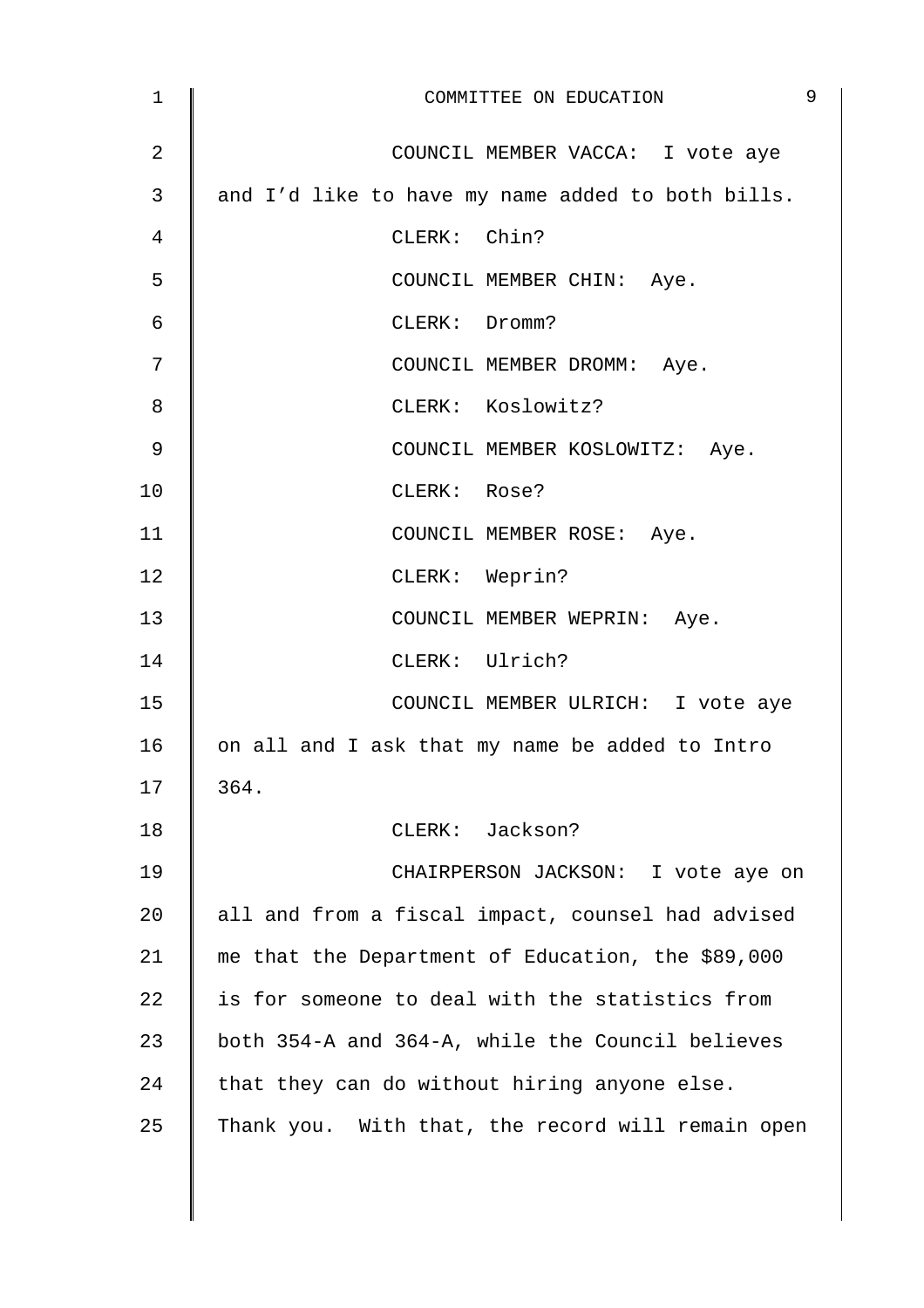COUNCIL MEMBER VACCA: I vote aye and I'd like to have my name added to both bills.

CLERK: Chin?

COUNCIL MEMBER CHIN: Aye.

CLERK: Dromm?

COUNCIL MEMBER DROMM: Aye.

CLERK: Koslowitz?

COUNCIL MEMBER KOSLOWITZ: Aye.

CLERK: Rose?

COUNCIL MEMBER ROSE: Aye.

CLERK: Weprin?

COUNCIL MEMBER WEPRIN: Aye.

CLERK: Ulrich?

COUNCIL MEMBER ULRICH: I vote aye on all and I ask that my name be added to Intro 364.

CLERK: Jackson?

CHAIRPERSON JACKSON: I vote aye on all and from a fiscal impact, counsel had advised me that the Department of Education, the $89,000 is for someone to deal with the statistics from both 354-A and 364-A, while the Council believes that they can do without hiring anyone else. Thank you. With that, the record will remain open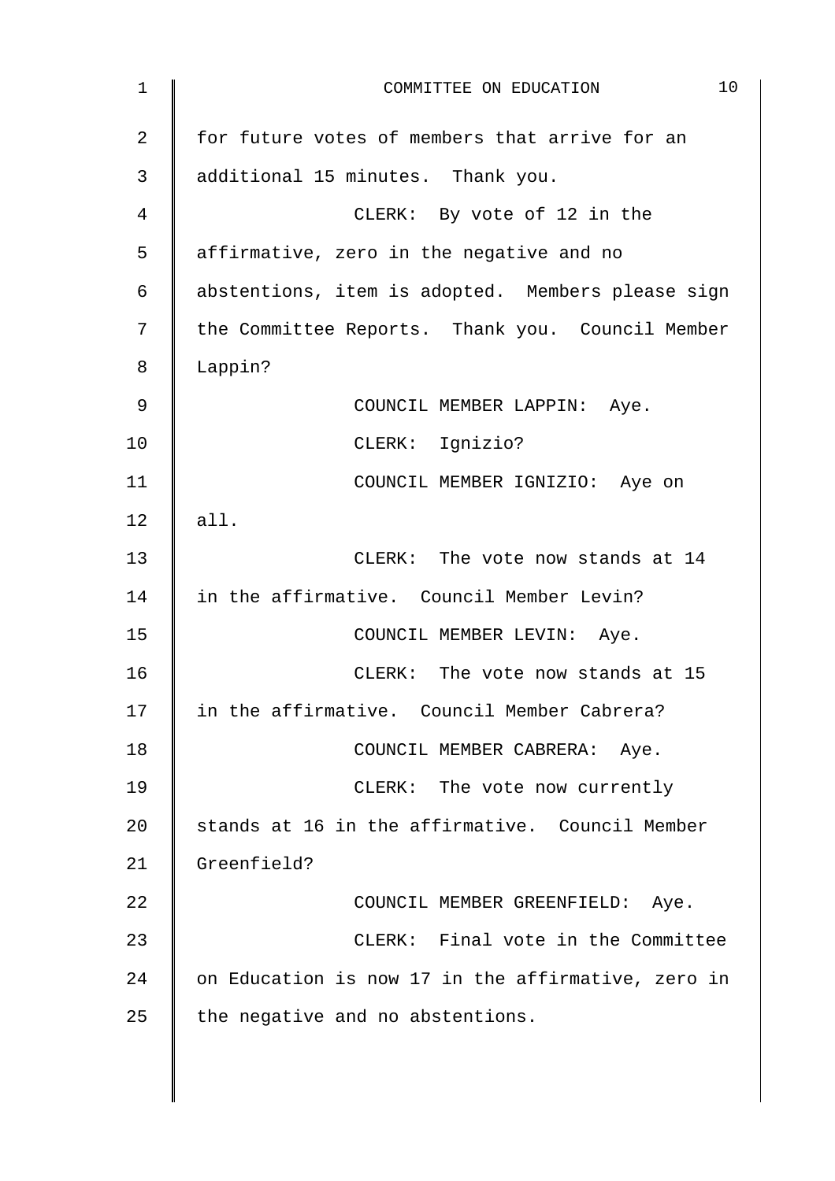for future votes of members that arrive for an additional 15 minutes. Thank you.

CLERK: By vote of 12 in the affirmative, zero in the negative and no abstentions, item is adopted. Members please sign the Committee Reports. Thank you. Council Member Lappin?

COUNCIL MEMBER LAPPIN: Aye.

CLERK: Ignizio?

COUNCIL MEMBER IGNIZIO: Aye on all.

CLERK: The vote now stands at 14 in the affirmative. Council Member Levin?

COUNCIL MEMBER LEVIN: Aye.

CLERK: The vote now stands at 15 in the affirmative. Council Member Cabrera?

COUNCIL MEMBER CABRERA: Aye.

CLERK: The vote now currently stands at 16 in the affirmative. Council Member Greenfield?

COUNCIL MEMBER GREENFIELD: Aye.

CLERK: Final vote in the Committee on Education is now 17 in the affirmative, zero in the negative and no abstentions.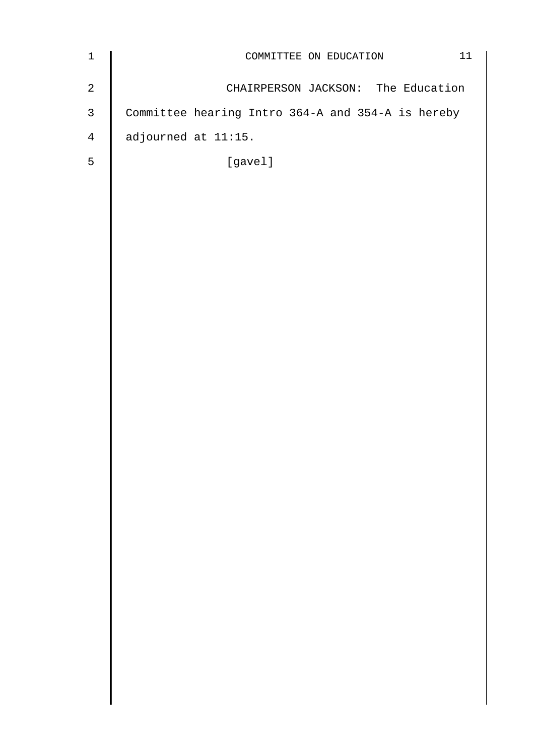CHAIRPERSON JACKSON: The Education Committee hearing Intro 364-A and 354-A is hereby adjourned at 11:15.

[gavel]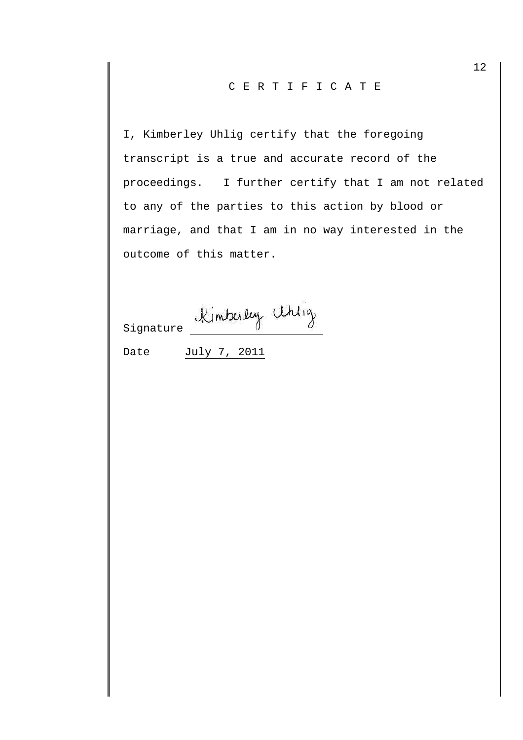# C E R T I F I C A T E

I, Kimberley Uhlig certify that the foregoing transcript is a true and accurate record of the proceedings. I further certify that I am not related to any of the parties to this action by blood or marriage, and that I am in no way interested in the outcome of this matter.

Signature Kimberley Uhlig

Date July 7, 2011